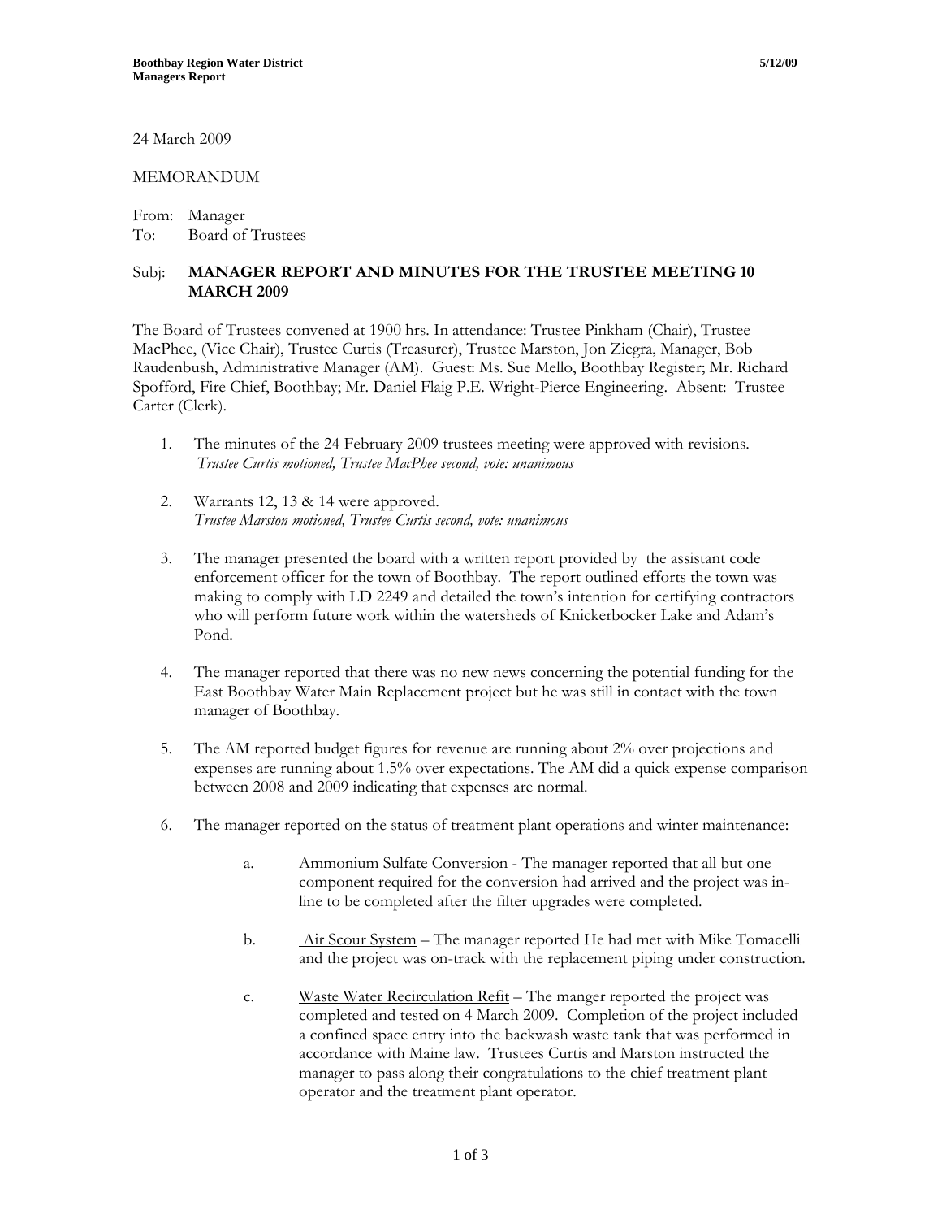24 March 2009

MEMORANDUM

From: Manager
To: Board of Trustees

Subj: **MANAGER REPORT AND MINUTES FOR THE TRUSTEE MEETING 10 MARCH 2009**

The Board of Trustees convened at 1900 hrs. In attendance: Trustee Pinkham (Chair), Trustee MacPhee, (Vice Chair), Trustee Curtis (Treasurer), Trustee Marston, Jon Ziegra, Manager, Bob Raudenbush, Administrative Manager (AM). Guest: Ms. Sue Mello, Boothbay Register; Mr. Richard Spofford, Fire Chief, Boothbay; Mr. Daniel Flaig P.E. Wright-Pierce Engineering. Absent: Trustee Carter (Clerk).

1. The minutes of the 24 February 2009 trustees meeting were approved with revisions.
   *Trustee Curtis motioned, Trustee MacPhee second, vote: unanimous*

2. Warrants 12, 13 & 14 were approved.
   *Trustee Marston motioned, Trustee Curtis second, vote: unanimous*

3. The manager presented the board with a written report provided by the assistant code enforcement officer for the town of Boothbay. The report outlined efforts the town was making to comply with LD 2249 and detailed the town's intention for certifying contractors who will perform future work within the watersheds of Knickerbocker Lake and Adam's Pond.

4. The manager reported that there was no new news concerning the potential funding for the East Boothbay Water Main Replacement project but he was still in contact with the town manager of Boothbay.

5. The AM reported budget figures for revenue are running about 2% over projections and expenses are running about 1.5% over expectations. The AM did a quick expense comparison between 2008 and 2009 indicating that expenses are normal.

6. The manager reported on the status of treatment plant operations and winter maintenance:

   a. Ammonium Sulfate Conversion - The manager reported that all but one component required for the conversion had arrived and the project was in-line to be completed after the filter upgrades were completed.

   b. Air Scour System – The manager reported He had met with Mike Tomacelli and the project was on-track with the replacement piping under construction.

   c. Waste Water Recirculation Refit – The manger reported the project was completed and tested on 4 March 2009. Completion of the project included a confined space entry into the backwash waste tank that was performed in accordance with Maine law. Trustees Curtis and Marston instructed the manager to pass along their congratulations to the chief treatment plant operator and the treatment plant operator.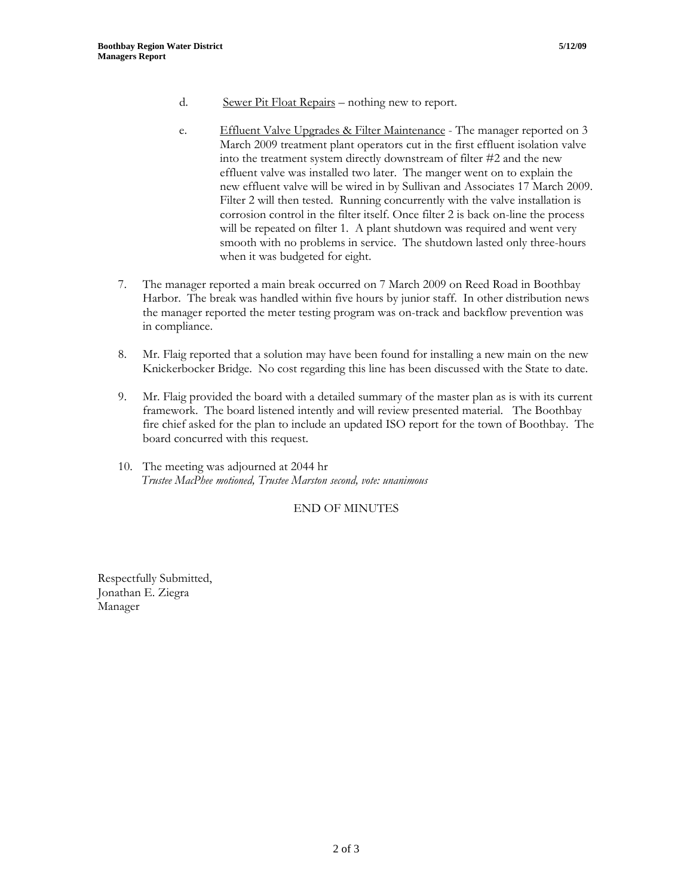d. Sewer Pit Float Repairs – nothing new to report.

e. Effluent Valve Upgrades & Filter Maintenance - The manager reported on 3 March 2009 treatment plant operators cut in the first effluent isolation valve into the treatment system directly downstream of filter #2 and the new effluent valve was installed two later. The manger went on to explain the new effluent valve will be wired in by Sullivan and Associates 17 March 2009. Filter 2 will then tested. Running concurrently with the valve installation is corrosion control in the filter itself. Once filter 2 is back on-line the process will be repeated on filter 1. A plant shutdown was required and went very smooth with no problems in service. The shutdown lasted only three-hours when it was budgeted for eight.

7. The manager reported a main break occurred on 7 March 2009 on Reed Road in Boothbay Harbor. The break was handled within five hours by junior staff. In other distribution news the manager reported the meter testing program was on-track and backflow prevention was in compliance.

8. Mr. Flaig reported that a solution may have been found for installing a new main on the new Knickerbocker Bridge. No cost regarding this line has been discussed with the State to date.

9. Mr. Flaig provided the board with a detailed summary of the master plan as is with its current framework. The board listened intently and will review presented material. The Boothbay fire chief asked for the plan to include an updated ISO report for the town of Boothbay. The board concurred with this request.

10. The meeting was adjourned at 2044 hr
*Trustee MacPhee motioned, Trustee Marston second, vote: unanimous*

END OF MINUTES

Respectfully Submitted,
Jonathan E. Ziegra
Manager